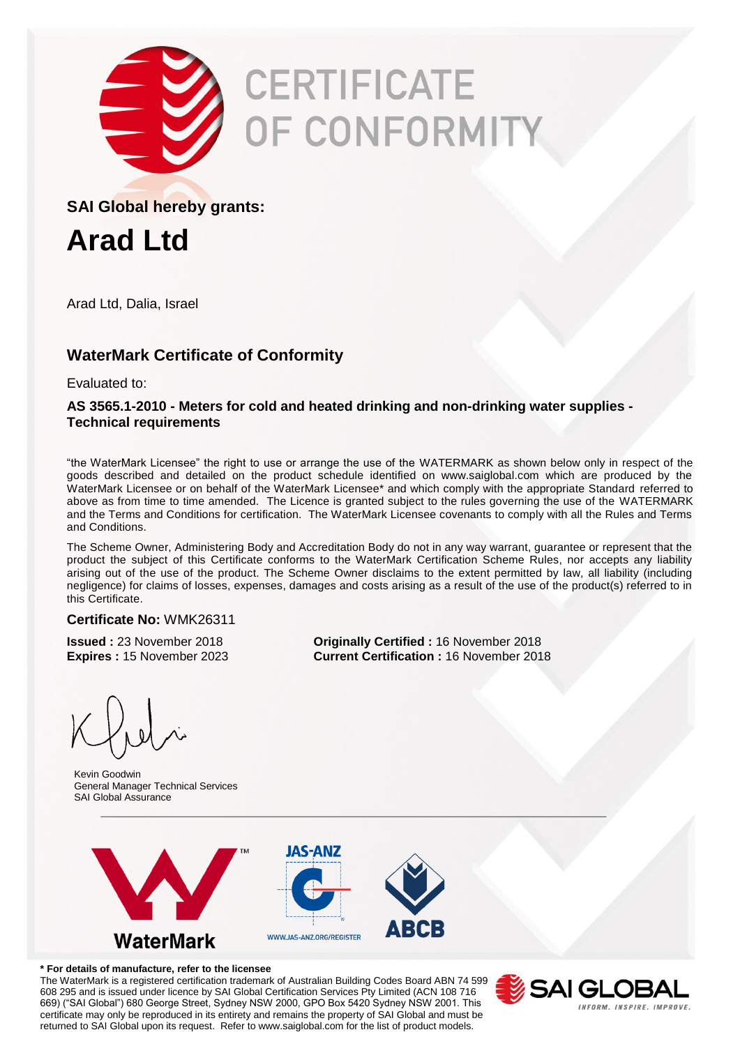# CERTIFICATE OF CONFORMITY

**SAI Global hereby grants:**

# Arad Ltd

Arad Ltd, Dalia, Israel

## WaterMark Certificate of Conformity

Evaluated to:

**AS 3565.1-2010 - Meters for cold and heated drinking and non-drinking water supplies - Technical requirements**

"the WaterMark Licensee" the right to use or arrange the use of the WATERMARK as shown below only in respect of the goods described and detailed on the product schedule identified on www.saiglobal.com which are produced by the WaterMark Licensee or on behalf of the WaterMark Licensee* and which comply with the appropriate Standard referred to above as from time to time amended. The Licence is granted subject to the rules governing the use of the WATERMARK and the Terms and Conditions for certification. The WaterMark Licensee covenants to comply with all the Rules and Terms and Conditions.

The Scheme Owner, Administering Body and Accreditation Body do not in any way warrant, guarantee or represent that the product the subject of this Certificate conforms to the WaterMark Certification Scheme Rules, nor accepts any liability arising out of the use of the product. The Scheme Owner disclaims to the extent permitted by law, all liability (including negligence) for claims of losses, expenses, damages and costs arising as a result of the use of the product(s) referred to in this Certificate.

**Certificate No:** WMK26311

**Issued :** 23 November 2018
**Expires :** 15 November 2023

**Originally Certified :** 16 November 2018
**Current Certification :** 16 November 2018

Kevin Goodwin
General Manager Technical Services
SAI Global Assurance

WaterMark

JAS-ANZ

WWW.JAS-ANZ.ORG/REGISTER

ABCB

**\* For details of manufacture, refer to the licensee**

The WaterMark is a registered certification trademark of Australian Building Codes Board ABN 74 599 608 295 and is issued under licence by SAI Global Certification Services Pty Limited (ACN 108 716 669) ("SAI Global") 680 George Street, Sydney NSW 2000, GPO Box 5420 Sydney NSW 2001. This certificate may only be reproduced in its entirety and remains the property of SAI Global and must be returned to SAI Global upon its request. Refer to www.saiglobal.com for the list of product models.

SAI GLOBAL
INFORM. INSPIRE. IMPROVE.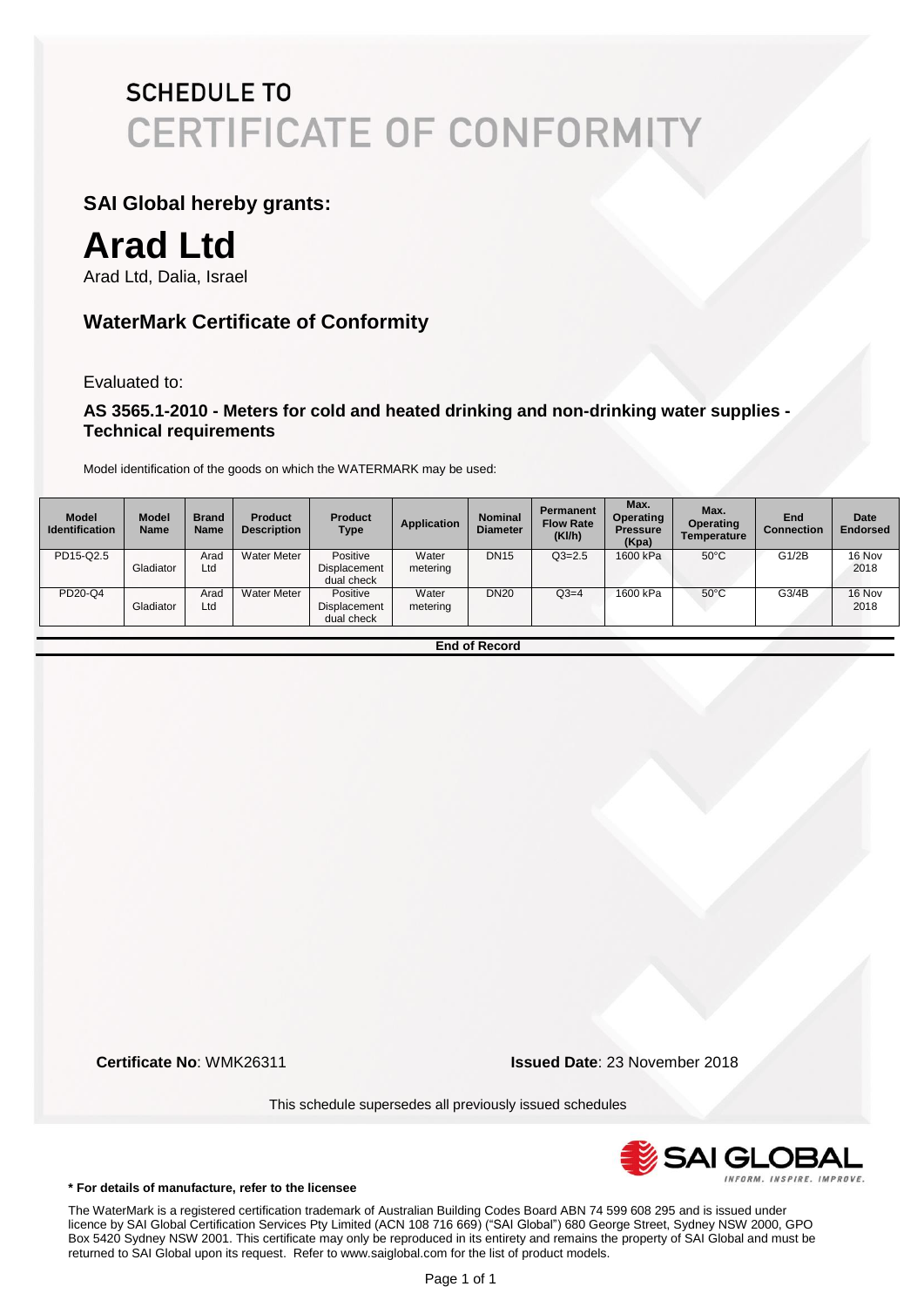# SCHEDULE TO
# CERTIFICATE OF CONFORMITY

**SAI Global hereby grants:**

# Arad Ltd

Arad Ltd, Dalia, Israel

## WaterMark Certificate of Conformity

Evaluated to:

**AS 3565.1-2010 - Meters for cold and heated drinking and non-drinking water supplies - Technical requirements**

Model identification of the goods on which the WATERMARK may be used:

| Model Identification | Model Name | Brand Name | Product Description | Product Type | Application | Nominal Diameter | Permanent Flow Rate (Kl/h) | Max. Operating Pressure (Kpa) | Max. Operating Temperature | End Connection | Date Endorsed |
|---|---|---|---|---|---|---|---|---|---|---|---|
| PD15-Q2.5 | Gladiator | Arad Ltd | Water Meter | Positive Displacement dual check | Water metering | DN15 | Q3=2.5 | 1600 kPa | 50°C | G1/2B | 16 Nov 2018 |
| PD20-Q4 | Gladiator | Arad Ltd | Water Meter | Positive Displacement dual check | Water metering | DN20 | Q3=4 | 1600 kPa | 50°C | G3/4B | 16 Nov 2018 |

**End of Record**

**Certificate No**: WMK26311 **Issued Date**: 23 November 2018

This schedule supersedes all previously issued schedules

SAI GLOBAL
INFORM. INSPIRE. IMPROVE.

**\* For details of manufacture, refer to the licensee**

The WaterMark is a registered certification trademark of Australian Building Codes Board ABN 74 599 608 295 and is issued under licence by SAI Global Certification Services Pty Limited (ACN 108 716 669) ("SAI Global") 680 George Street, Sydney NSW 2000, GPO Box 5420 Sydney NSW 2001. This certificate may only be reproduced in its entirety and remains the property of SAI Global and must be returned to SAI Global upon its request. Refer to www.saiglobal.com for the list of product models.